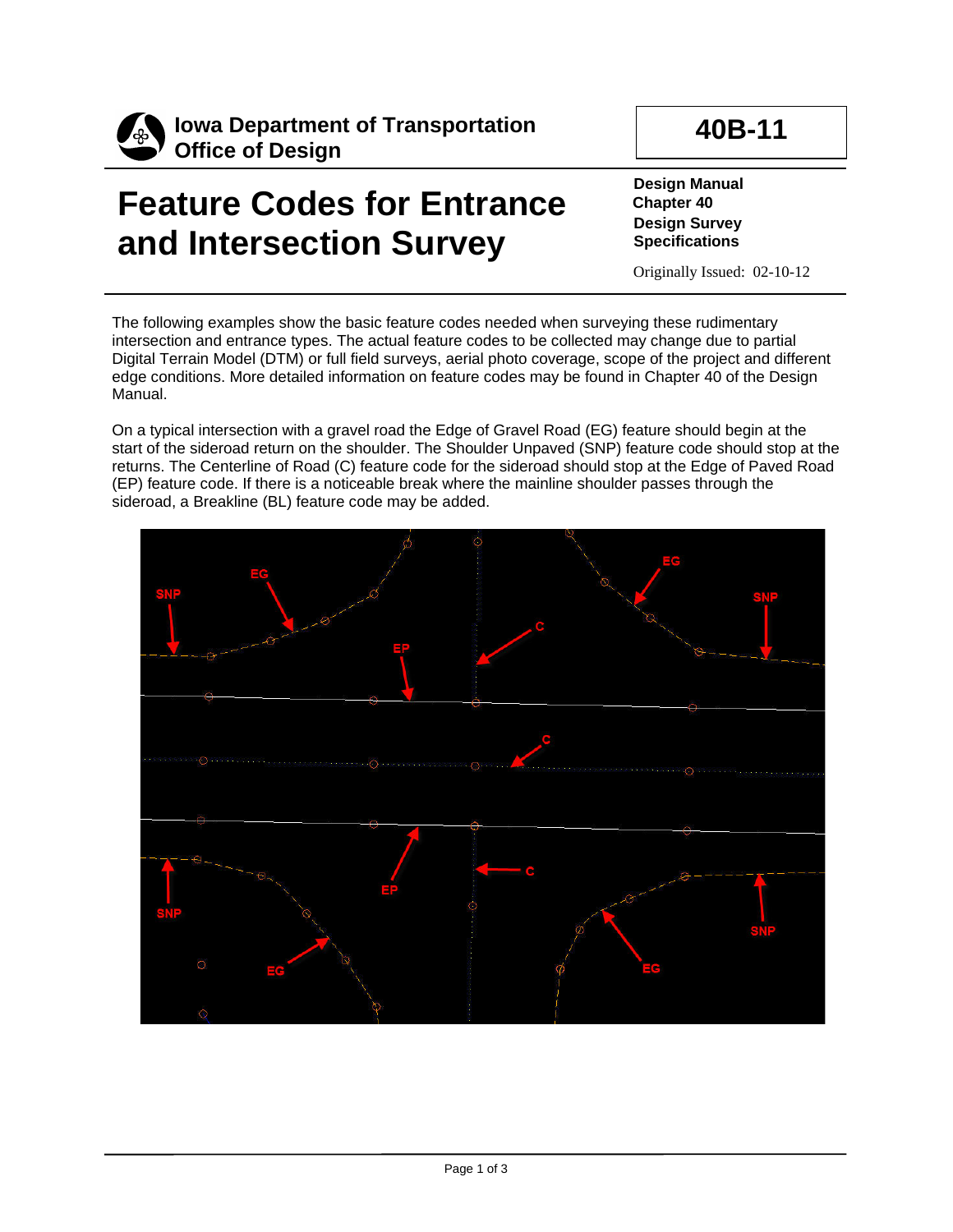**Iowa Department of Transportation**
**Office of Design**

**40B-11**

# Feature Codes for Entrance and Intersection Survey

**Design Manual**
**Chapter 40**
**Design Survey Specifications**

Originally Issued: 02-10-12

The following examples show the basic feature codes needed when surveying these rudimentary intersection and entrance types. The actual feature codes to be collected may change due to partial Digital Terrain Model (DTM) or full field surveys, aerial photo coverage, scope of the project and different edge conditions. More detailed information on feature codes may be found in Chapter 40 of the Design Manual.

On a typical intersection with a gravel road the Edge of Gravel Road (EG) feature should begin at the start of the sideroad return on the shoulder. The Shoulder Unpaved (SNP) feature code should stop at the returns. The Centerline of Road (C) feature code for the sideroad should stop at the Edge of Paved Road (EP) feature code. If there is a noticeable break where the mainline shoulder passes through the sideroad, a Breakline (BL) feature code may be added.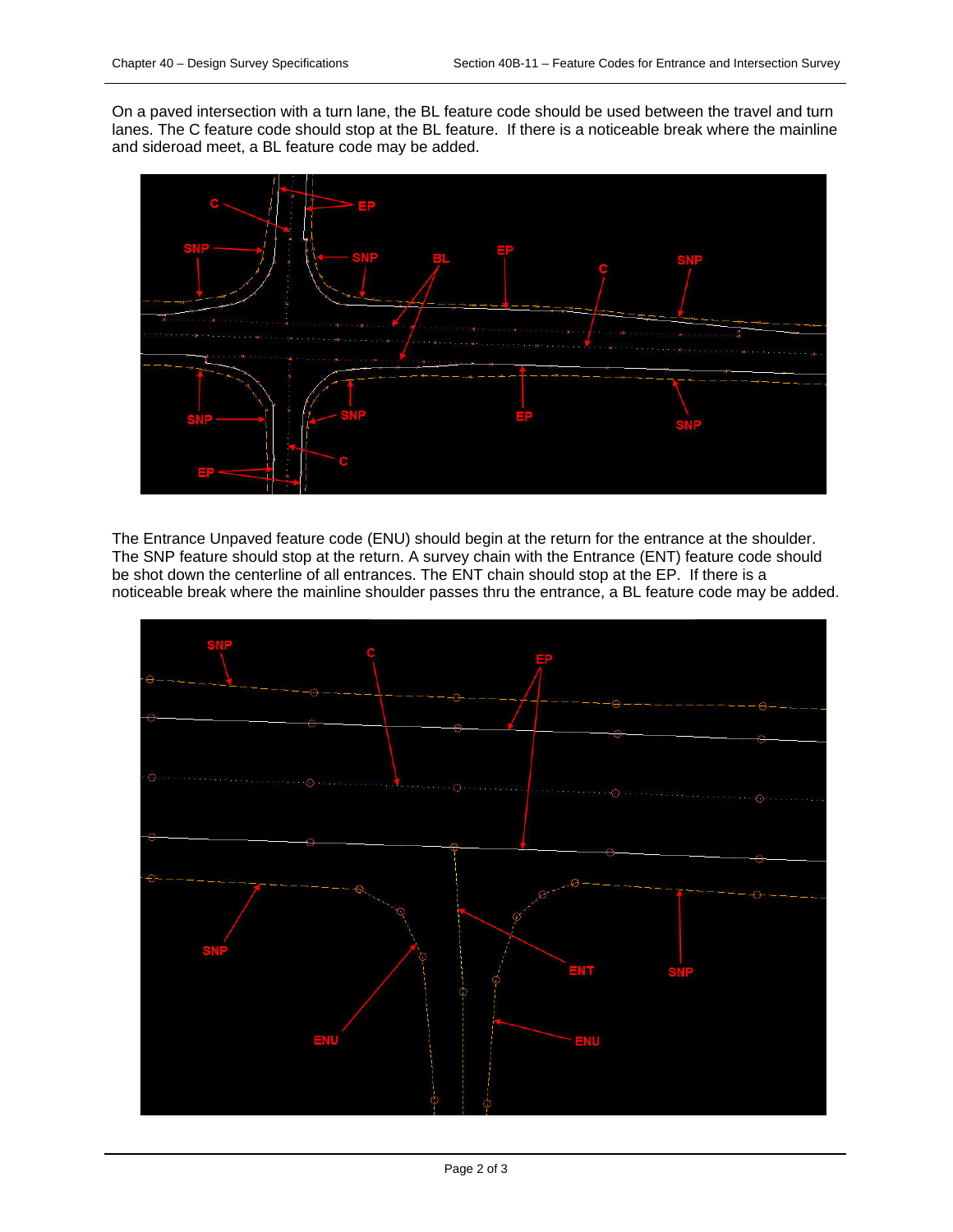On a paved intersection with a turn lane, the BL feature code should be used between the travel and turn lanes. The C feature code should stop at the BL feature. If there is a noticeable break where the mainline and sideroad meet, a BL feature code may be added.

The Entrance Unpaved feature code (ENU) should begin at the return for the entrance at the shoulder. The SNP feature should stop at the return. A survey chain with the Entrance (ENT) feature code should be shot down the centerline of all entrances. The ENT chain should stop at the EP. If there is a noticeable break where the mainline shoulder passes thru the entrance, a BL feature code may be added.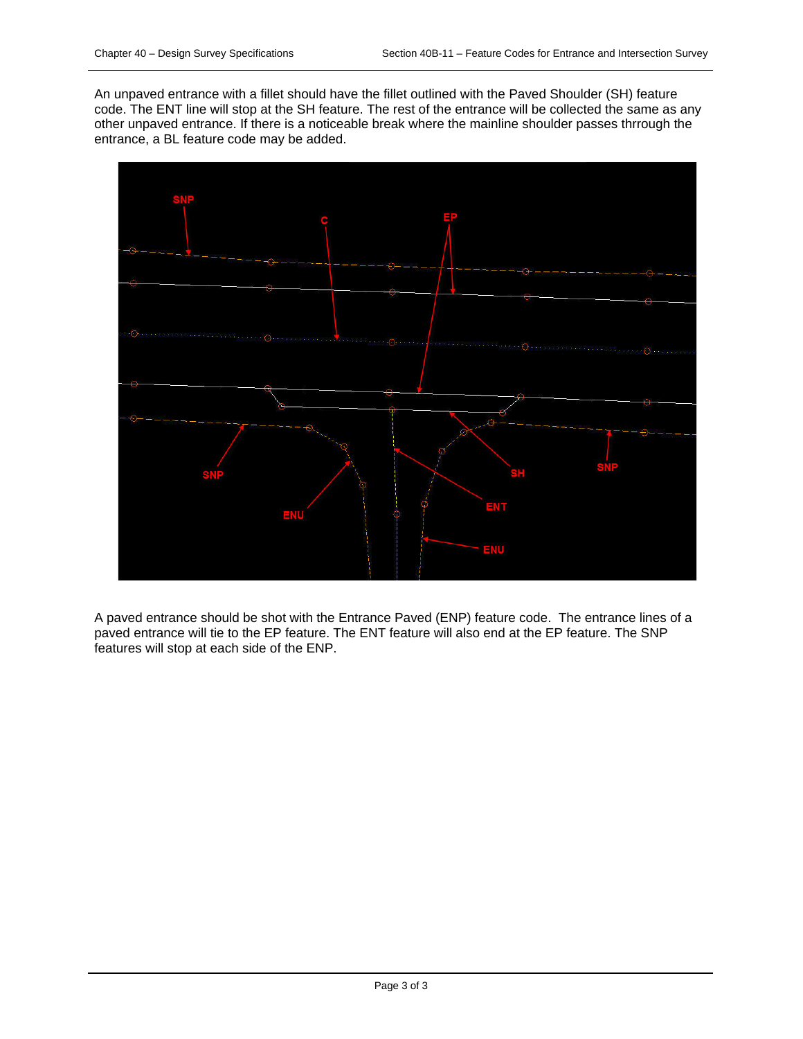An unpaved entrance with a fillet should have the fillet outlined with the Paved Shoulder (SH) feature code. The ENT line will stop at the SH feature. The rest of the entrance will be collected the same as any other unpaved entrance. If there is a noticeable break where the mainline shoulder passes thrrough the entrance, a BL feature code may be added.

A paved entrance should be shot with the Entrance Paved (ENP) feature code. The entrance lines of a paved entrance will tie to the EP feature. The ENT feature will also end at the EP feature. The SNP features will stop at each side of the ENP.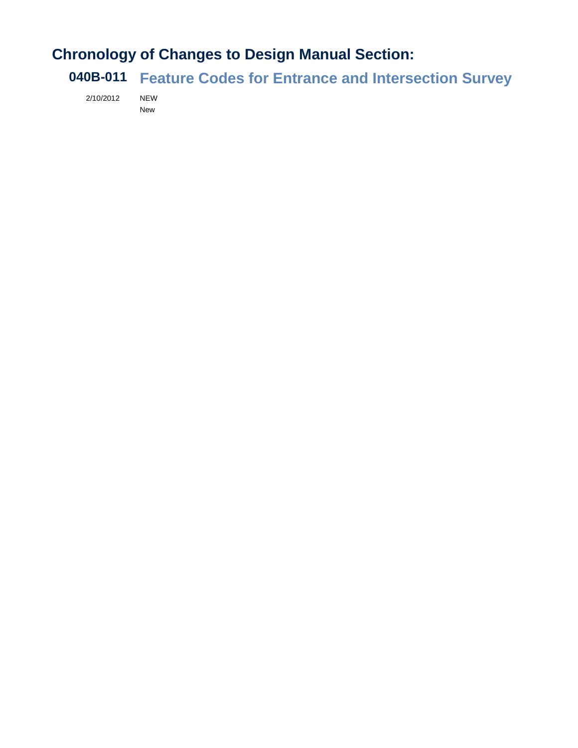# Chronology of Changes to Design Manual Section:

## 040B-011 Feature Codes for Entrance and Intersection Survey

| | |
|---|---|
| 2/10/2012 | NEW<br>New |